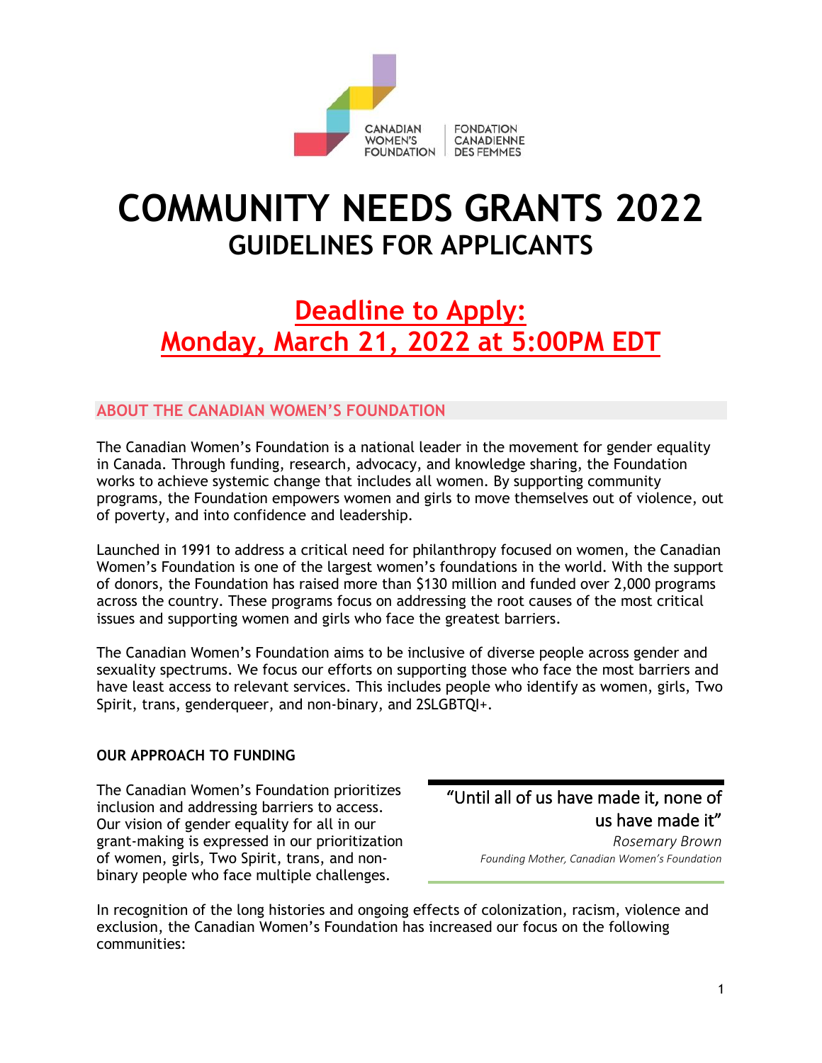CANADIAN WOMEN'S FOUNDATION | FONDATION CANADIENNE DES FEMMES

# COMMUNITY NEEDS GRANTS 2022
## GUIDELINES FOR APPLICANTS

## Deadline to Apply: Monday, March 21, 2022 at 5:00PM EDT

### ABOUT THE CANADIAN WOMEN'S FOUNDATION

The Canadian Women's Foundation is a national leader in the movement for gender equality in Canada. Through funding, research, advocacy, and knowledge sharing, the Foundation works to achieve systemic change that includes all women. By supporting community programs, the Foundation empowers women and girls to move themselves out of violence, out of poverty, and into confidence and leadership.

Launched in 1991 to address a critical need for philanthropy focused on women, the Canadian Women's Foundation is one of the largest women's foundations in the world. With the support of donors, the Foundation has raised more than $130 million and funded over 2,000 programs across the country. These programs focus on addressing the root causes of the most critical issues and supporting women and girls who face the greatest barriers.

The Canadian Women's Foundation aims to be inclusive of diverse people across gender and sexuality spectrums. We focus our efforts on supporting those who face the most barriers and have least access to relevant services. This includes people who identify as women, girls, Two Spirit, trans, genderqueer, and non-binary, and 2SLGBTQI+.

**OUR APPROACH TO FUNDING**

The Canadian Women's Foundation prioritizes inclusion and addressing barriers to access. Our vision of gender equality for all in our grant-making is expressed in our prioritization of women, girls, Two Spirit, trans, and non-binary people who face multiple challenges.

> "Until all of us have made it, none of us have made it"
>
> *Rosemary Brown*
>
> *Founding Mother, Canadian Women's Foundation*

In recognition of the long histories and ongoing effects of colonization, racism, violence and exclusion, the Canadian Women's Foundation has increased our focus on the following communities: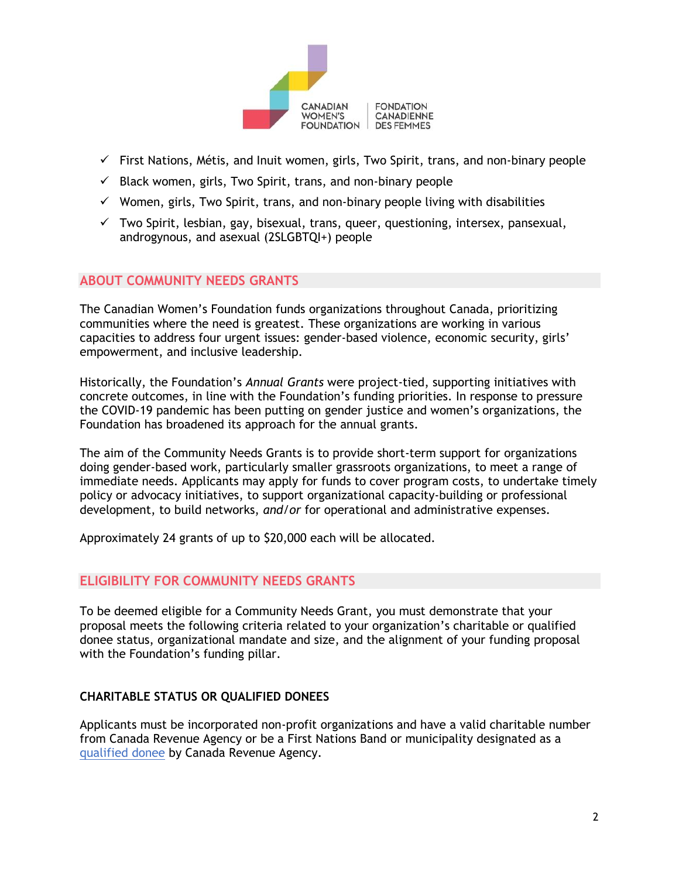- ✓ First Nations, Métis, and Inuit women, girls, Two Spirit, trans, and non-binary people
- ✓ Black women, girls, Two Spirit, trans, and non-binary people
- ✓ Women, girls, Two Spirit, trans, and non-binary people living with disabilities
- ✓ Two Spirit, lesbian, gay, bisexual, trans, queer, questioning, intersex, pansexual, androgynous, and asexual (2SLGBTQI+) people

## ABOUT COMMUNITY NEEDS GRANTS

The Canadian Women's Foundation funds organizations throughout Canada, prioritizing communities where the need is greatest. These organizations are working in various capacities to address four urgent issues: gender-based violence, economic security, girls' empowerment, and inclusive leadership.

Historically, the Foundation's *Annual Grants* were project-tied, supporting initiatives with concrete outcomes, in line with the Foundation's funding priorities. In response to pressure the COVID-19 pandemic has been putting on gender justice and women's organizations, the Foundation has broadened its approach for the annual grants.

The aim of the Community Needs Grants is to provide short-term support for organizations doing gender-based work, particularly smaller grassroots organizations, to meet a range of immediate needs. Applicants may apply for funds to cover program costs, to undertake timely policy or advocacy initiatives, to support organizational capacity-building or professional development, to build networks, *and/or* for operational and administrative expenses.

Approximately 24 grants of up to $20,000 each will be allocated.

## ELIGIBILITY FOR COMMUNITY NEEDS GRANTS

To be deemed eligible for a Community Needs Grant, you must demonstrate that your proposal meets the following criteria related to your organization's charitable or qualified donee status, organizational mandate and size, and the alignment of your funding proposal with the Foundation's funding pillar.

### CHARITABLE STATUS OR QUALIFIED DONEES

Applicants must be incorporated non-profit organizations and have a valid charitable number from Canada Revenue Agency or be a First Nations Band or municipality designated as a qualified donee by Canada Revenue Agency.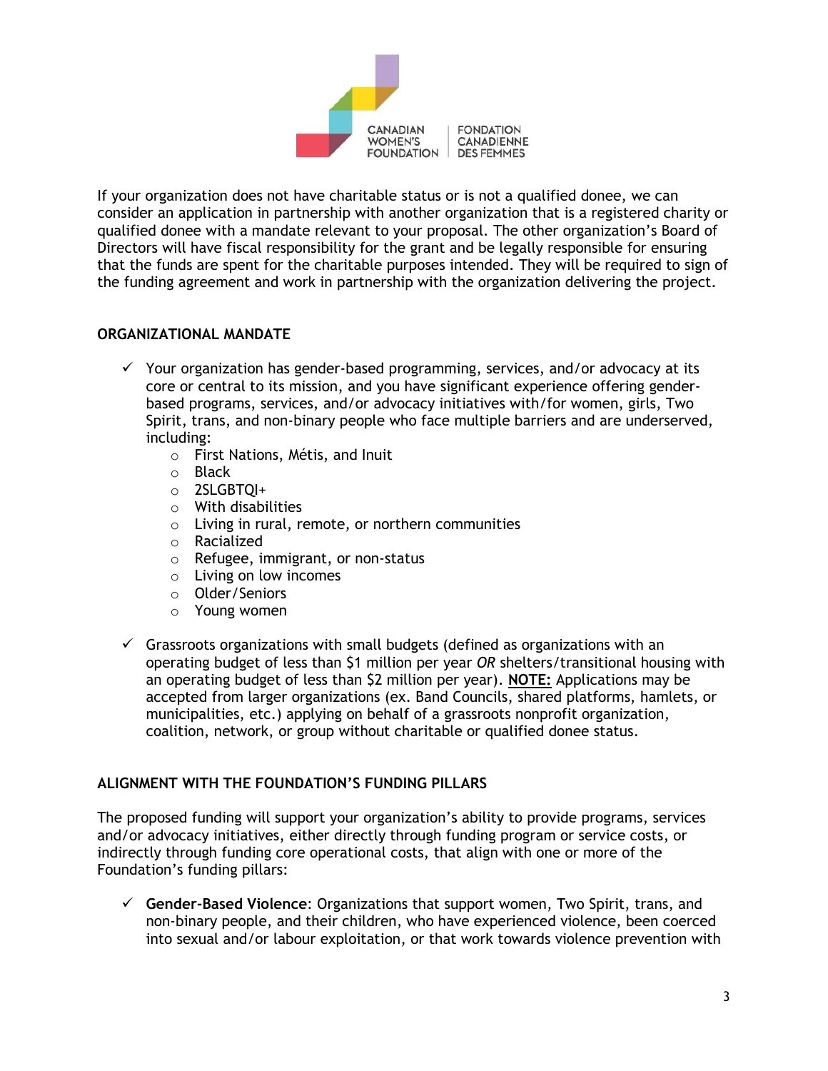If your organization does not have charitable status or is not a qualified donee, we can consider an application in partnership with another organization that is a registered charity or qualified donee with a mandate relevant to your proposal. The other organization's Board of Directors will have fiscal responsibility for the grant and be legally responsible for ensuring that the funds are spent for the charitable purposes intended. They will be required to sign of the funding agreement and work in partnership with the organization delivering the project.

### ORGANIZATIONAL MANDATE

- ✓ Your organization has gender-based programming, services, and/or advocacy at its core or central to its mission, and you have significant experience offering gender-based programs, services, and/or advocacy initiatives with/for women, girls, Two Spirit, trans, and non-binary people who face multiple barriers and are underserved, including:
  - First Nations, Métis, and Inuit
  - Black
  - 2SLGBTQI+
  - With disabilities
  - Living in rural, remote, or northern communities
  - Racialized
  - Refugee, immigrant, or non-status
  - Living on low incomes
  - Older/Seniors
  - Young women

- ✓ Grassroots organizations with small budgets (defined as organizations with an operating budget of less than $1 million per year *OR* shelters/transitional housing with an operating budget of less than $2 million per year). **NOTE:** Applications may be accepted from larger organizations (ex. Band Councils, shared platforms, hamlets, or municipalities, etc.) applying on behalf of a grassroots nonprofit organization, coalition, network, or group without charitable or qualified donee status.

### ALIGNMENT WITH THE FOUNDATION'S FUNDING PILLARS

The proposed funding will support your organization's ability to provide programs, services and/or advocacy initiatives, either directly through funding program or service costs, or indirectly through funding core operational costs, that align with one or more of the Foundation's funding pillars:

- ✓ **Gender-Based Violence**: Organizations that support women, Two Spirit, trans, and non-binary people, and their children, who have experienced violence, been coerced into sexual and/or labour exploitation, or that work towards violence prevention with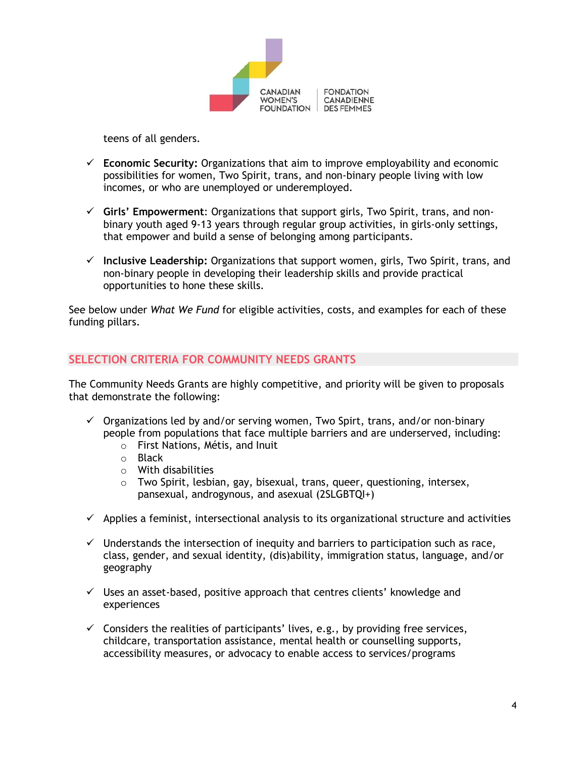teens of all genders.

- ✓ **Economic Security:** Organizations that aim to improve employability and economic possibilities for women, Two Spirit, trans, and non-binary people living with low incomes, or who are unemployed or underemployed.

- ✓ **Girls' Empowerment**: Organizations that support girls, Two Spirit, trans, and non-binary youth aged 9-13 years through regular group activities, in girls-only settings, that empower and build a sense of belonging among participants.

- ✓ **Inclusive Leadership:** Organizations that support women, girls, Two Spirit, trans, and non-binary people in developing their leadership skills and provide practical opportunities to hone these skills.

See below under *What We Fund* for eligible activities, costs, and examples for each of these funding pillars.

## SELECTION CRITERIA FOR COMMUNITY NEEDS GRANTS

The Community Needs Grants are highly competitive, and priority will be given to proposals that demonstrate the following:

- ✓ Organizations led by and/or serving women, Two Spirt, trans, and/or non-binary people from populations that face multiple barriers and are underserved, including:
  - First Nations, Métis, and Inuit
  - Black
  - With disabilities
  - Two Spirit, lesbian, gay, bisexual, trans, queer, questioning, intersex, pansexual, androgynous, and asexual (2SLGBTQI+)

- ✓ Applies a feminist, intersectional analysis to its organizational structure and activities

- ✓ Understands the intersection of inequity and barriers to participation such as race, class, gender, and sexual identity, (dis)ability, immigration status, language, and/or geography

- ✓ Uses an asset-based, positive approach that centres clients' knowledge and experiences

- ✓ Considers the realities of participants' lives, e.g., by providing free services, childcare, transportation assistance, mental health or counselling supports, accessibility measures, or advocacy to enable access to services/programs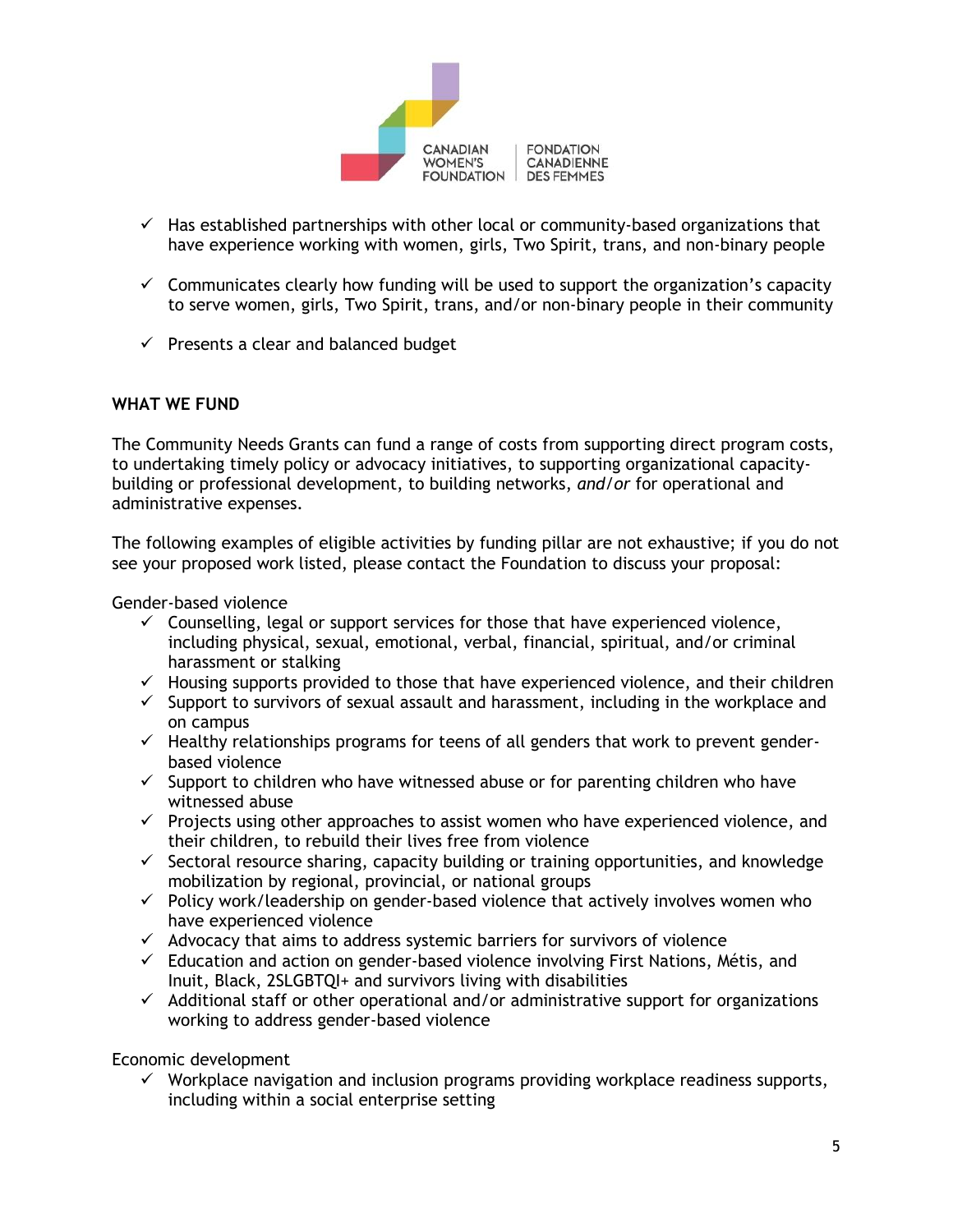- ✓ Has established partnerships with other local or community-based organizations that have experience working with women, girls, Two Spirit, trans, and non-binary people

- ✓ Communicates clearly how funding will be used to support the organization's capacity to serve women, girls, Two Spirit, trans, and/or non-binary people in their community

- ✓ Presents a clear and balanced budget

## WHAT WE FUND

The Community Needs Grants can fund a range of costs from supporting direct program costs, to undertaking timely policy or advocacy initiatives, to supporting organizational capacity-building or professional development, to building networks, *and/or* for operational and administrative expenses.

The following examples of eligible activities by funding pillar are not exhaustive; if you do not see your proposed work listed, please contact the Foundation to discuss your proposal:

Gender-based violence

- ✓ Counselling, legal or support services for those that have experienced violence, including physical, sexual, emotional, verbal, financial, spiritual, and/or criminal harassment or stalking
- ✓ Housing supports provided to those that have experienced violence, and their children
- ✓ Support to survivors of sexual assault and harassment, including in the workplace and on campus
- ✓ Healthy relationships programs for teens of all genders that work to prevent gender-based violence
- ✓ Support to children who have witnessed abuse or for parenting children who have witnessed abuse
- ✓ Projects using other approaches to assist women who have experienced violence, and their children, to rebuild their lives free from violence
- ✓ Sectoral resource sharing, capacity building or training opportunities, and knowledge mobilization by regional, provincial, or national groups
- ✓ Policy work/leadership on gender-based violence that actively involves women who have experienced violence
- ✓ Advocacy that aims to address systemic barriers for survivors of violence
- ✓ Education and action on gender-based violence involving First Nations, Métis, and Inuit, Black, 2SLGBTQI+ and survivors living with disabilities
- ✓ Additional staff or other operational and/or administrative support for organizations working to address gender-based violence

Economic development

- ✓ Workplace navigation and inclusion programs providing workplace readiness supports, including within a social enterprise setting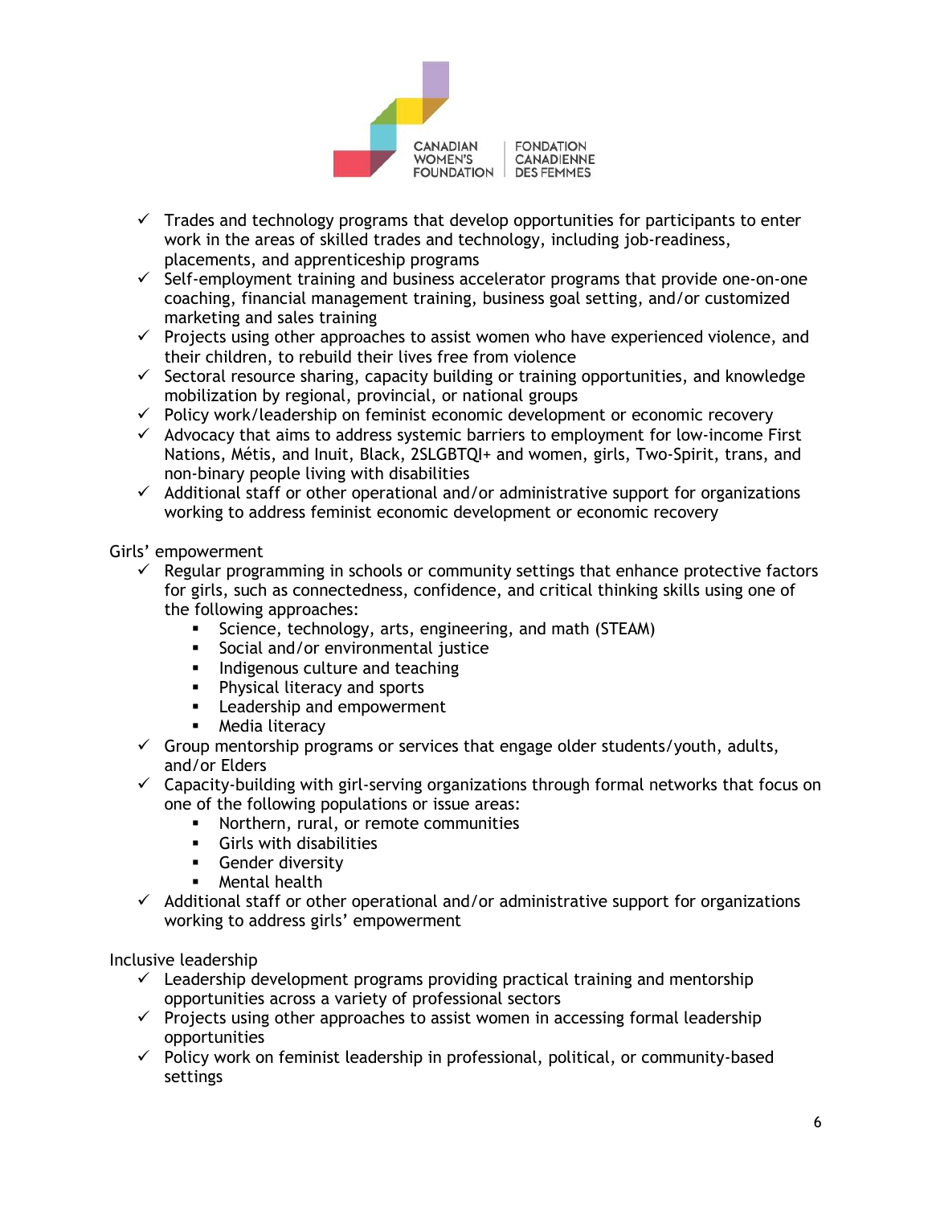- ✓ Trades and technology programs that develop opportunities for participants to enter work in the areas of skilled trades and technology, including job-readiness, placements, and apprenticeship programs
- ✓ Self-employment training and business accelerator programs that provide one-on-one coaching, financial management training, business goal setting, and/or customized marketing and sales training
- ✓ Projects using other approaches to assist women who have experienced violence, and their children, to rebuild their lives free from violence
- ✓ Sectoral resource sharing, capacity building or training opportunities, and knowledge mobilization by regional, provincial, or national groups
- ✓ Policy work/leadership on feminist economic development or economic recovery
- ✓ Advocacy that aims to address systemic barriers to employment for low-income First Nations, Métis, and Inuit, Black, 2SLGBTQI+ and women, girls, Two-Spirit, trans, and non-binary people living with disabilities
- ✓ Additional staff or other operational and/or administrative support for organizations working to address feminist economic development or economic recovery

Girls' empowerment

- ✓ Regular programming in schools or community settings that enhance protective factors for girls, such as connectedness, confidence, and critical thinking skills using one of the following approaches:
    - Science, technology, arts, engineering, and math (STEAM)
    - Social and/or environmental justice
    - Indigenous culture and teaching
    - Physical literacy and sports
    - Leadership and empowerment
    - Media literacy
- ✓ Group mentorship programs or services that engage older students/youth, adults, and/or Elders
- ✓ Capacity-building with girl-serving organizations through formal networks that focus on one of the following populations or issue areas:
    - Northern, rural, or remote communities
    - Girls with disabilities
    - Gender diversity
    - Mental health
- ✓ Additional staff or other operational and/or administrative support for organizations working to address girls' empowerment

Inclusive leadership

- ✓ Leadership development programs providing practical training and mentorship opportunities across a variety of professional sectors
- ✓ Projects using other approaches to assist women in accessing formal leadership opportunities
- ✓ Policy work on feminist leadership in professional, political, or community-based settings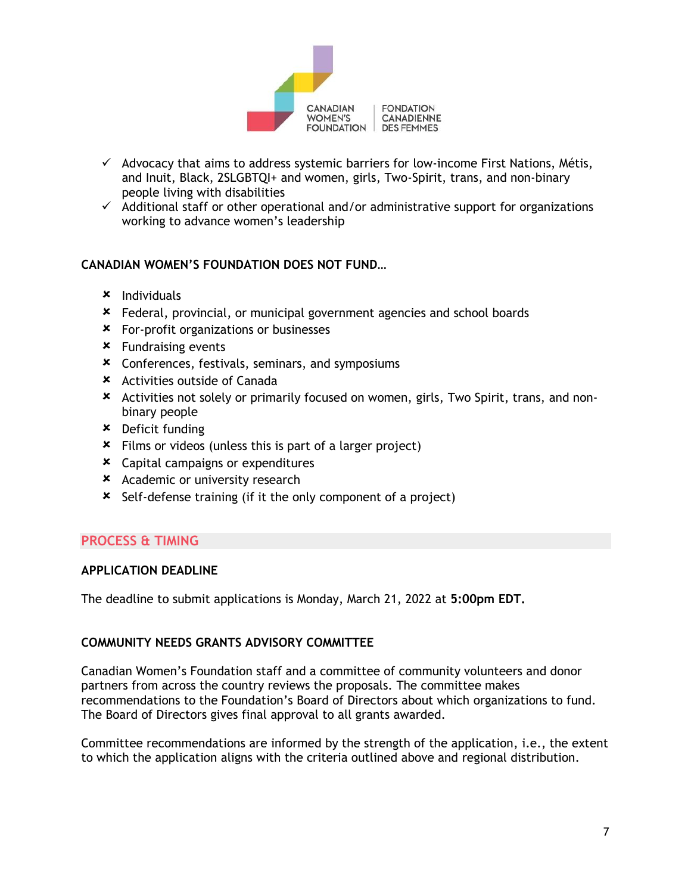- ✓ Advocacy that aims to address systemic barriers for low-income First Nations, Métis, and Inuit, Black, 2SLGBTQI+ and women, girls, Two-Spirit, trans, and non-binary people living with disabilities
- ✓ Additional staff or other operational and/or administrative support for organizations working to advance women's leadership

**CANADIAN WOMEN'S FOUNDATION DOES NOT FUND…**

- ✗ Individuals
- ✗ Federal, provincial, or municipal government agencies and school boards
- ✗ For-profit organizations or businesses
- ✗ Fundraising events
- ✗ Conferences, festivals, seminars, and symposiums
- ✗ Activities outside of Canada
- ✗ Activities not solely or primarily focused on women, girls, Two Spirit, trans, and non-binary people
- ✗ Deficit funding
- ✗ Films or videos (unless this is part of a larger project)
- ✗ Capital campaigns or expenditures
- ✗ Academic or university research
- ✗ Self-defense training (if it the only component of a project)

## PROCESS & TIMING

### APPLICATION DEADLINE

The deadline to submit applications is Monday, March 21, 2022 at **5:00pm EDT.**

### COMMUNITY NEEDS GRANTS ADVISORY COMMITTEE

Canadian Women's Foundation staff and a committee of community volunteers and donor partners from across the country reviews the proposals. The committee makes recommendations to the Foundation's Board of Directors about which organizations to fund. The Board of Directors gives final approval to all grants awarded.

Committee recommendations are informed by the strength of the application, i.e., the extent to which the application aligns with the criteria outlined above and regional distribution.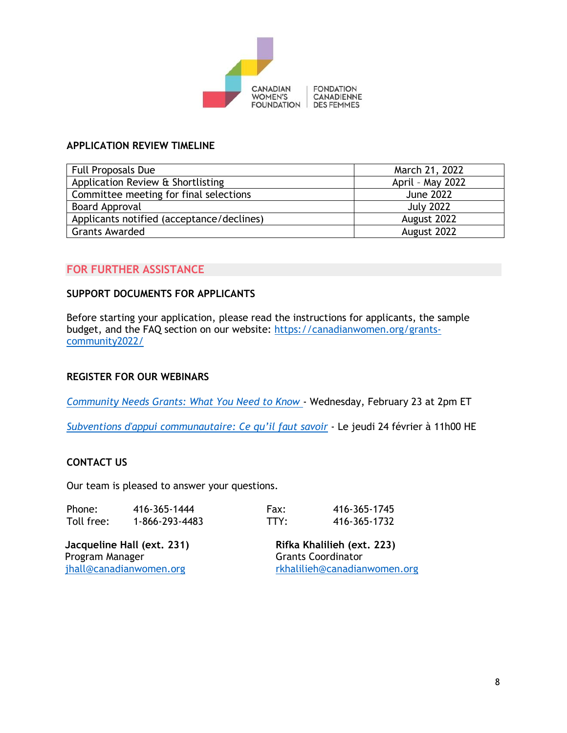## APPLICATION REVIEW TIMELINE

| | |
|---|---|
| Full Proposals Due | March 21, 2022 |
| Application Review & Shortlisting | April – May 2022 |
| Committee meeting for final selections | June 2022 |
| Board Approval | July 2022 |
| Applicants notified (acceptance/declines) | August 2022 |
| Grants Awarded | August 2022 |

## FOR FURTHER ASSISTANCE

### SUPPORT DOCUMENTS FOR APPLICANTS

Before starting your application, please read the instructions for applicants, the sample budget, and the FAQ section on our website: https://canadianwomen.org/grants-community2022/

### REGISTER FOR OUR WEBINARS

*Community Needs Grants: What You Need to Know* - Wednesday, February 23 at 2pm ET

*Subventions d'appui communautaire: Ce qu'il faut savoir* - Le jeudi 24 février à 11h00 HE

### CONTACT US

Our team is pleased to answer your questions.

Phone: 416-365-1444
Toll free: 1-866-293-4483
Fax: 416-365-1745
TTY: 416-365-1732

**Jacqueline Hall (ext. 231)**
Program Manager
jhall@canadianwomen.org

**Rifka Khalilieh (ext. 223)**
Grants Coordinator
rkhalilieh@canadianwomen.org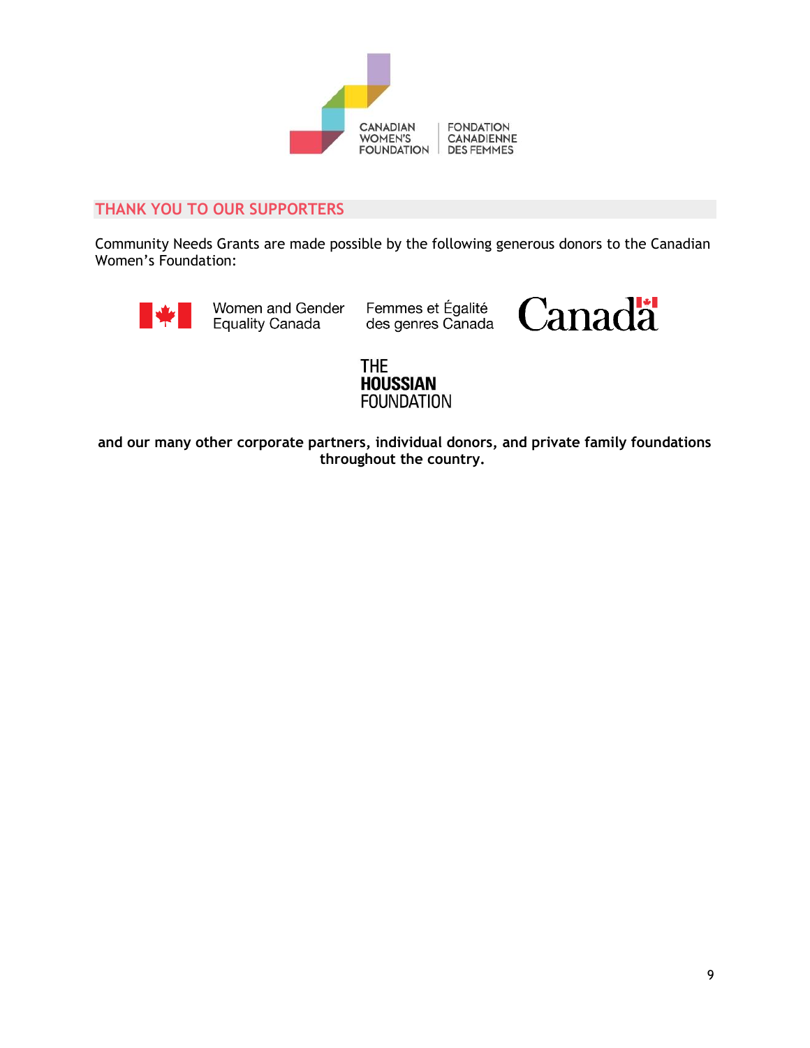CANADIAN WOMEN'S FOUNDATION | FONDATION CANADIENNE DES FEMMES

## THANK YOU TO OUR SUPPORTERS

Community Needs Grants are made possible by the following generous donors to the Canadian Women's Foundation:

Women and Gender Equality Canada | Femmes et Égalité des genres Canada | Canada

THE HOUSSIAN FOUNDATION

**and our many other corporate partners, individual donors, and private family foundations throughout the country.**